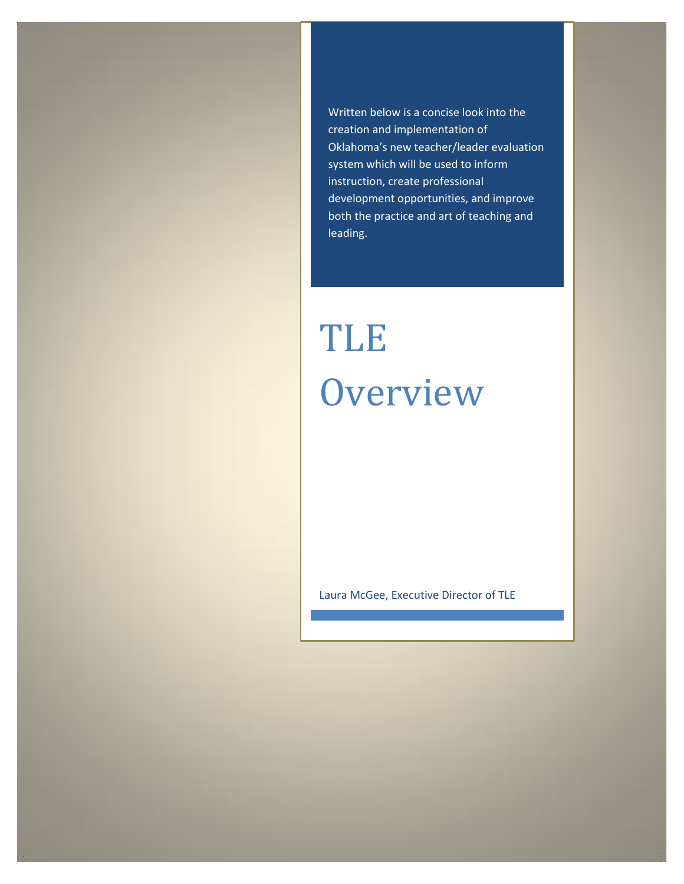Written below is a concise look into the creation and implementation of Oklahoma's new teacher/leader evaluation system which will be used to inform instruction, create professional development opportunities, and improve both the practice and art of teaching and leading.

# TLE Overview

Laura McGee, Executive Director of TLE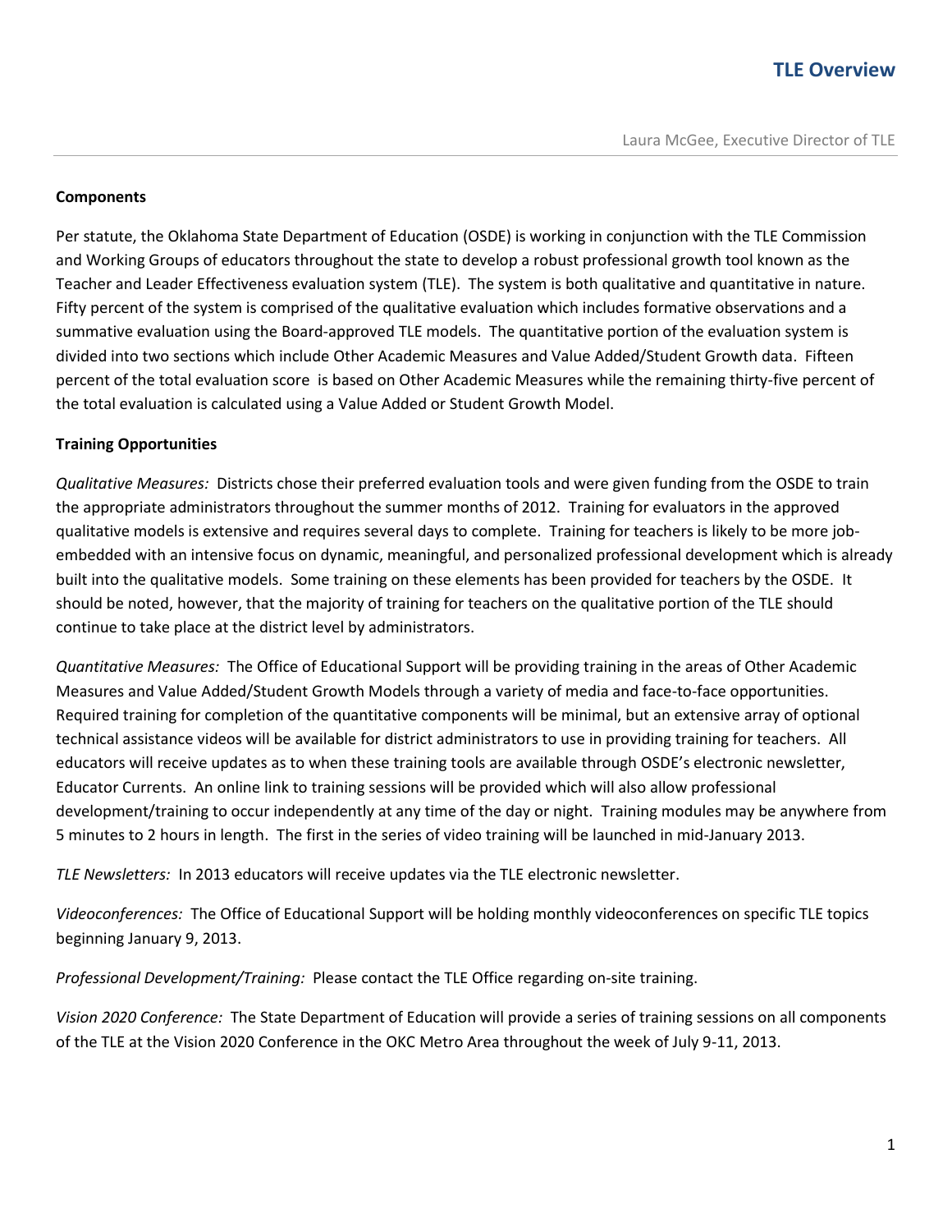# TLE Overview

Laura McGee, Executive Director of TLE

**Components**

Per statute, the Oklahoma State Department of Education (OSDE) is working in conjunction with the TLE Commission and Working Groups of educators throughout the state to develop a robust professional growth tool known as the Teacher and Leader Effectiveness evaluation system (TLE). The system is both qualitative and quantitative in nature. Fifty percent of the system is comprised of the qualitative evaluation which includes formative observations and a summative evaluation using the Board-approved TLE models. The quantitative portion of the evaluation system is divided into two sections which include Other Academic Measures and Value Added/Student Growth data. Fifteen percent of the total evaluation score is based on Other Academic Measures while the remaining thirty-five percent of the total evaluation is calculated using a Value Added or Student Growth Model.

**Training Opportunities**

*Qualitative Measures:* Districts chose their preferred evaluation tools and were given funding from the OSDE to train the appropriate administrators throughout the summer months of 2012. Training for evaluators in the approved qualitative models is extensive and requires several days to complete. Training for teachers is likely to be more job-embedded with an intensive focus on dynamic, meaningful, and personalized professional development which is already built into the qualitative models. Some training on these elements has been provided for teachers by the OSDE. It should be noted, however, that the majority of training for teachers on the qualitative portion of the TLE should continue to take place at the district level by administrators.

*Quantitative Measures:* The Office of Educational Support will be providing training in the areas of Other Academic Measures and Value Added/Student Growth Models through a variety of media and face-to-face opportunities. Required training for completion of the quantitative components will be minimal, but an extensive array of optional technical assistance videos will be available for district administrators to use in providing training for teachers. All educators will receive updates as to when these training tools are available through OSDE's electronic newsletter, Educator Currents. An online link to training sessions will be provided which will also allow professional development/training to occur independently at any time of the day or night. Training modules may be anywhere from 5 minutes to 2 hours in length. The first in the series of video training will be launched in mid-January 2013.

*TLE Newsletters:* In 2013 educators will receive updates via the TLE electronic newsletter.

*Videoconferences:* The Office of Educational Support will be holding monthly videoconferences on specific TLE topics beginning January 9, 2013.

*Professional Development/Training:* Please contact the TLE Office regarding on-site training.

*Vision 2020 Conference:* The State Department of Education will provide a series of training sessions on all components of the TLE at the Vision 2020 Conference in the OKC Metro Area throughout the week of July 9-11, 2013.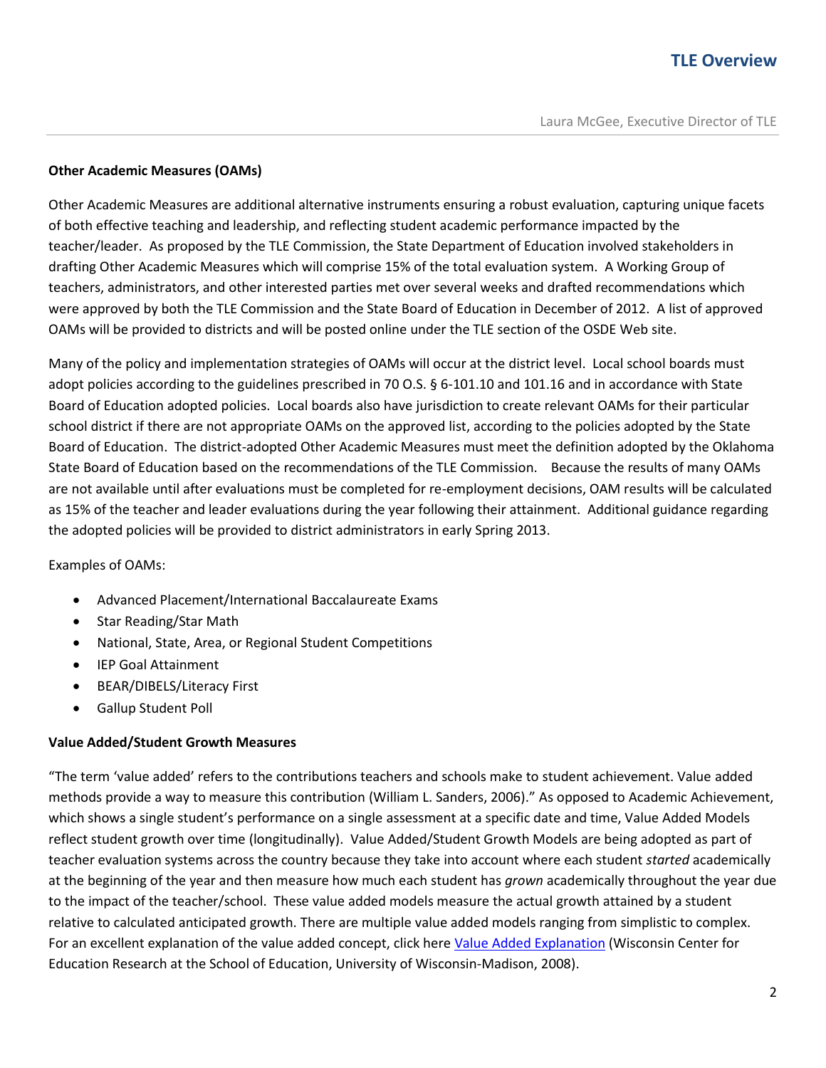**Other Academic Measures (OAMs)**

Other Academic Measures are additional alternative instruments ensuring a robust evaluation, capturing unique facets of both effective teaching and leadership, and reflecting student academic performance impacted by the teacher/leader. As proposed by the TLE Commission, the State Department of Education involved stakeholders in drafting Other Academic Measures which will comprise 15% of the total evaluation system. A Working Group of teachers, administrators, and other interested parties met over several weeks and drafted recommendations which were approved by both the TLE Commission and the State Board of Education in December of 2012. A list of approved OAMs will be provided to districts and will be posted online under the TLE section of the OSDE Web site.

Many of the policy and implementation strategies of OAMs will occur at the district level. Local school boards must adopt policies according to the guidelines prescribed in 70 O.S. § 6-101.10 and 101.16 and in accordance with State Board of Education adopted policies. Local boards also have jurisdiction to create relevant OAMs for their particular school district if there are not appropriate OAMs on the approved list, according to the policies adopted by the State Board of Education. The district-adopted Other Academic Measures must meet the definition adopted by the Oklahoma State Board of Education based on the recommendations of the TLE Commission. Because the results of many OAMs are not available until after evaluations must be completed for re-employment decisions, OAM results will be calculated as 15% of the teacher and leader evaluations during the year following their attainment. Additional guidance regarding the adopted policies will be provided to district administrators in early Spring 2013.

Examples of OAMs:

- Advanced Placement/International Baccalaureate Exams
- Star Reading/Star Math
- National, State, Area, or Regional Student Competitions
- IEP Goal Attainment
- BEAR/DIBELS/Literacy First
- Gallup Student Poll

**Value Added/Student Growth Measures**

"The term 'value added' refers to the contributions teachers and schools make to student achievement. Value added methods provide a way to measure this contribution (William L. Sanders, 2006)." As opposed to Academic Achievement, which shows a single student's performance on a single assessment at a specific date and time, Value Added Models reflect student growth over time (longitudinally). Value Added/Student Growth Models are being adopted as part of teacher evaluation systems across the country because they take into account where each student *started* academically at the beginning of the year and then measure how much each student has *grown* academically throughout the year due to the impact of the teacher/school. These value added models measure the actual growth attained by a student relative to calculated anticipated growth. There are multiple value added models ranging from simplistic to complex. For an excellent explanation of the value added concept, click here Value Added Explanation (Wisconsin Center for Education Research at the School of Education, University of Wisconsin-Madison, 2008).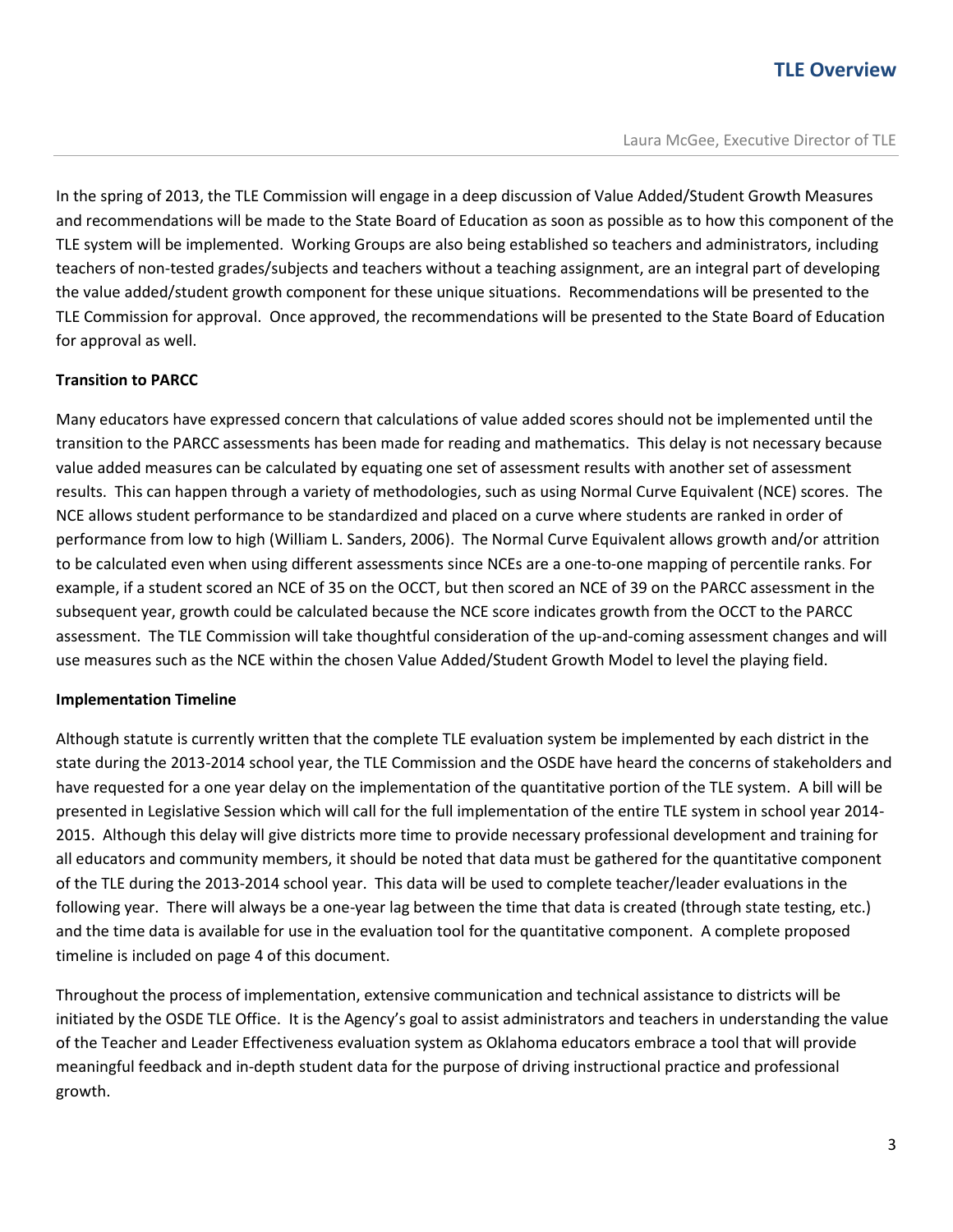In the spring of 2013, the TLE Commission will engage in a deep discussion of Value Added/Student Growth Measures and recommendations will be made to the State Board of Education as soon as possible as to how this component of the TLE system will be implemented. Working Groups are also being established so teachers and administrators, including teachers of non-tested grades/subjects and teachers without a teaching assignment, are an integral part of developing the value added/student growth component for these unique situations. Recommendations will be presented to the TLE Commission for approval. Once approved, the recommendations will be presented to the State Board of Education for approval as well.

**Transition to PARCC**

Many educators have expressed concern that calculations of value added scores should not be implemented until the transition to the PARCC assessments has been made for reading and mathematics. This delay is not necessary because value added measures can be calculated by equating one set of assessment results with another set of assessment results. This can happen through a variety of methodologies, such as using Normal Curve Equivalent (NCE) scores. The NCE allows student performance to be standardized and placed on a curve where students are ranked in order of performance from low to high (William L. Sanders, 2006). The Normal Curve Equivalent allows growth and/or attrition to be calculated even when using different assessments since NCEs are a one-to-one mapping of percentile ranks. For example, if a student scored an NCE of 35 on the OCCT, but then scored an NCE of 39 on the PARCC assessment in the subsequent year, growth could be calculated because the NCE score indicates growth from the OCCT to the PARCC assessment. The TLE Commission will take thoughtful consideration of the up-and-coming assessment changes and will use measures such as the NCE within the chosen Value Added/Student Growth Model to level the playing field.

**Implementation Timeline**

Although statute is currently written that the complete TLE evaluation system be implemented by each district in the state during the 2013-2014 school year, the TLE Commission and the OSDE have heard the concerns of stakeholders and have requested for a one year delay on the implementation of the quantitative portion of the TLE system. A bill will be presented in Legislative Session which will call for the full implementation of the entire TLE system in school year 2014-2015. Although this delay will give districts more time to provide necessary professional development and training for all educators and community members, it should be noted that data must be gathered for the quantitative component of the TLE during the 2013-2014 school year. This data will be used to complete teacher/leader evaluations in the following year. There will always be a one-year lag between the time that data is created (through state testing, etc.) and the time data is available for use in the evaluation tool for the quantitative component. A complete proposed timeline is included on page 4 of this document.

Throughout the process of implementation, extensive communication and technical assistance to districts will be initiated by the OSDE TLE Office. It is the Agency's goal to assist administrators and teachers in understanding the value of the Teacher and Leader Effectiveness evaluation system as Oklahoma educators embrace a tool that will provide meaningful feedback and in-depth student data for the purpose of driving instructional practice and professional growth.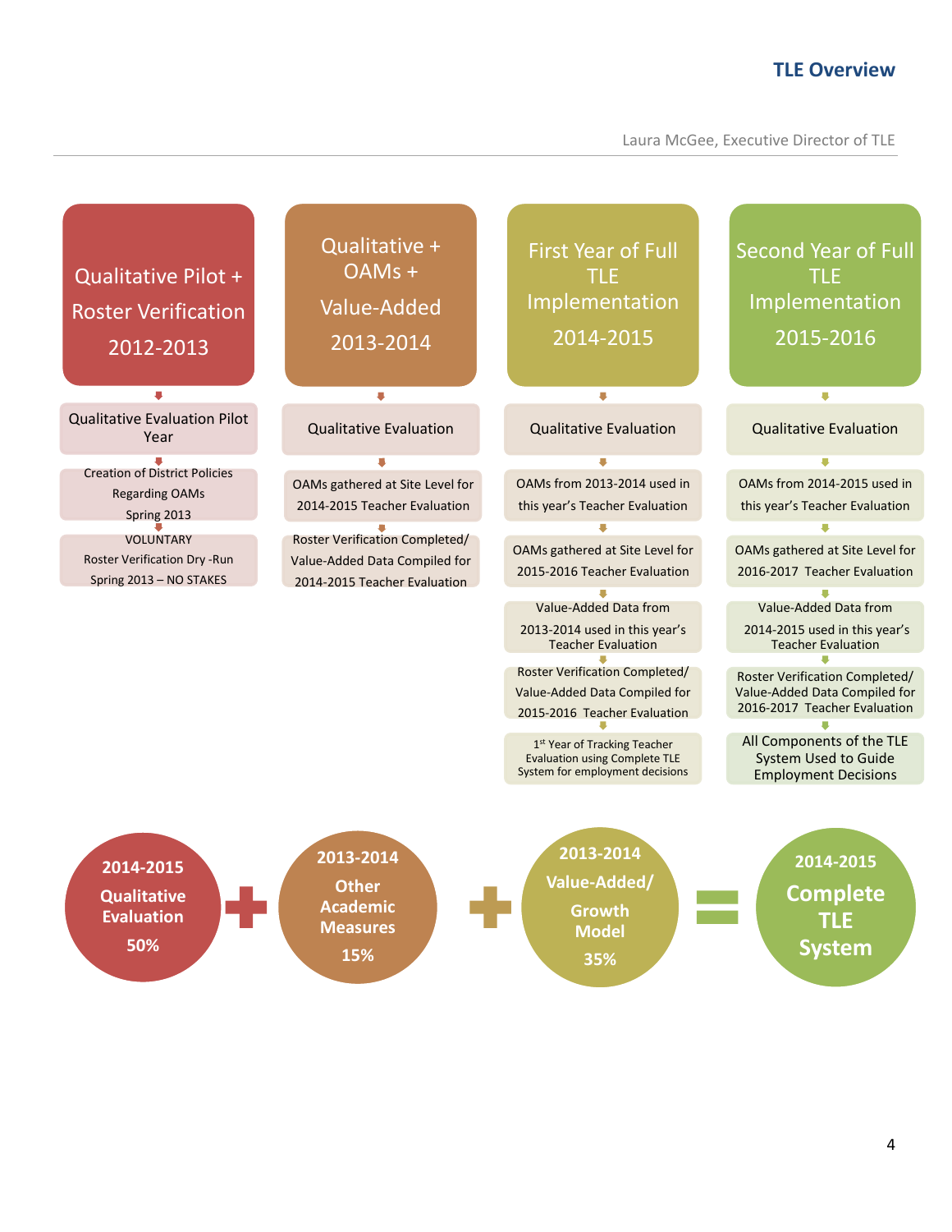# TLE Overview

Laura McGee, Executive Director of TLE

## Qualitative Pilot + Roster Verification 2012-2013

- Qualitative Evaluation Pilot Year
- Creation of District Policies Regarding OAMs Spring 2013
- VOLUNTARY Roster Verification Dry -Run Spring 2013 – NO STAKES

## Qualitative + OAMs + Value-Added 2013-2014

- Qualitative Evaluation
- OAMs gathered at Site Level for 2014-2015 Teacher Evaluation
- Roster Verification Completed/ Value-Added Data Compiled for 2014-2015 Teacher Evaluation

## First Year of Full TLE Implementation 2014-2015

- Qualitative Evaluation
- OAMs from 2013-2014 used in this year's Teacher Evaluation
- OAMs gathered at Site Level for 2015-2016 Teacher Evaluation
- Value-Added Data from 2013-2014 used in this year's Teacher Evaluation
- Roster Verification Completed/ Value-Added Data Compiled for 2015-2016 Teacher Evaluation
- 1st Year of Tracking Teacher Evaluation using Complete TLE System for employment decisions

## Second Year of Full TLE Implementation 2015-2016

- Qualitative Evaluation
- OAMs from 2014-2015 used in this year's Teacher Evaluation
- OAMs gathered at Site Level for 2016-2017 Teacher Evaluation
- Value-Added Data from 2014-2015 used in this year's Teacher Evaluation
- Roster Verification Completed/ Value-Added Data Compiled for 2016-2017 Teacher Evaluation
- All Components of the TLE System Used to Guide Employment Decisions

**2014-2015 Qualitative Evaluation 50%** + **2013-2014 Other Academic Measures 15%** + **2013-2014 Value-Added/ Growth Model 35%** = **2014-2015 Complete TLE System**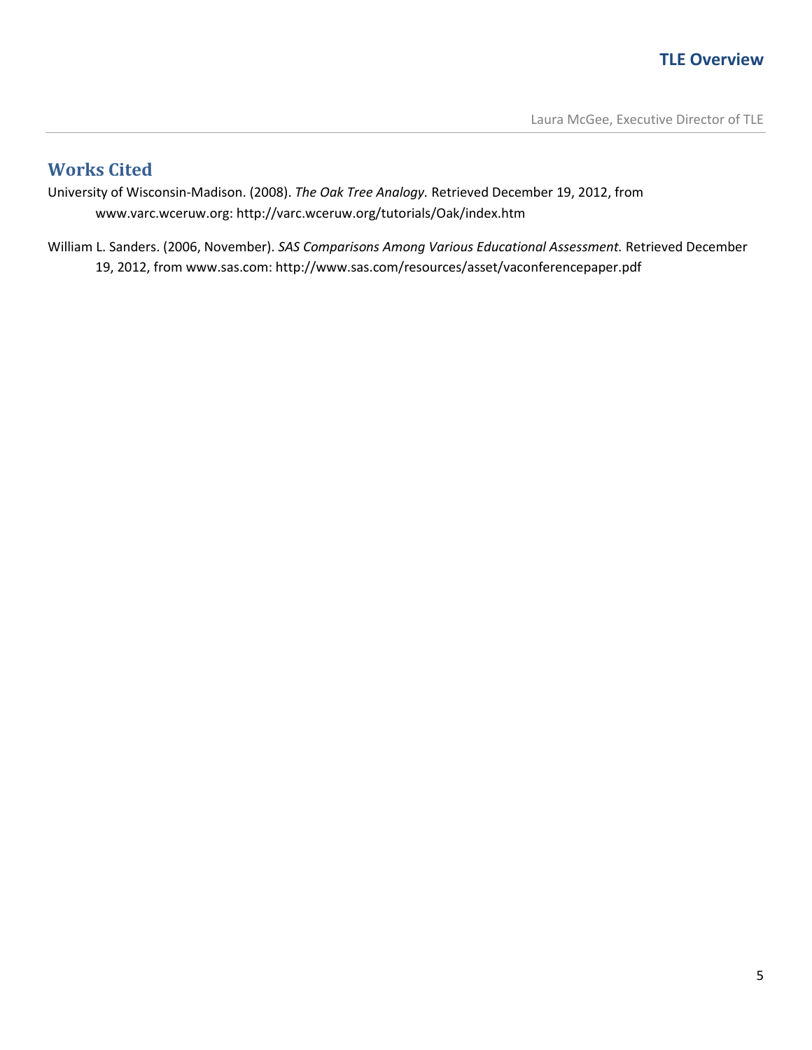## Works Cited

University of Wisconsin-Madison. (2008). *The Oak Tree Analogy.* Retrieved December 19, 2012, from www.varc.wceruw.org: http://varc.wceruw.org/tutorials/Oak/index.htm

William L. Sanders. (2006, November). *SAS Comparisons Among Various Educational Assessment.* Retrieved December 19, 2012, from www.sas.com: http://www.sas.com/resources/asset/vaconferencepaper.pdf